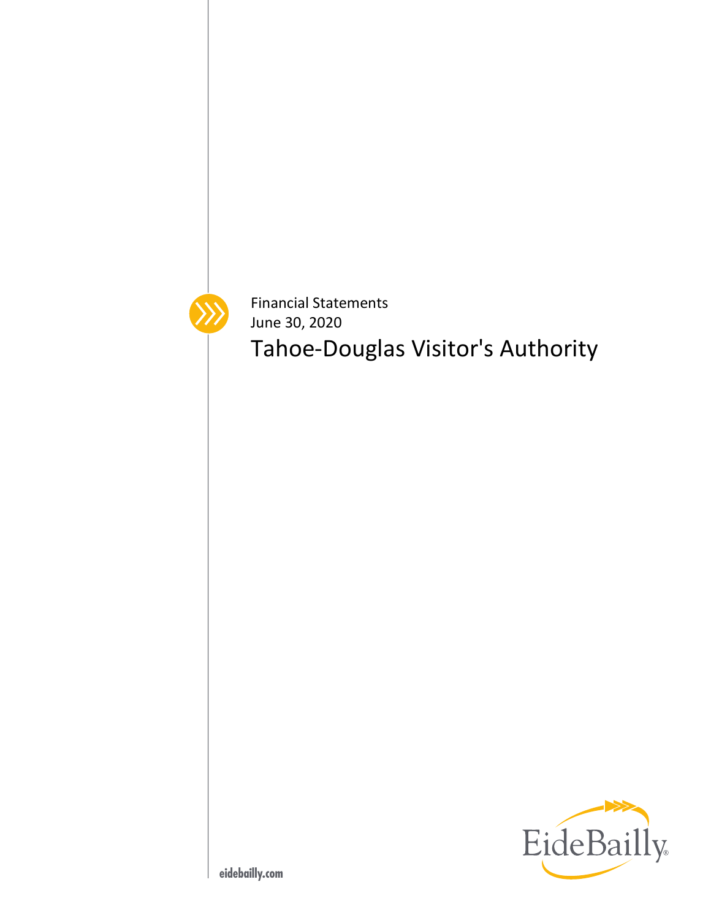Financial Statements

June 30, 2020

# Tahoe-Douglas Visitor's Authority

EideBailly

eidebailly.com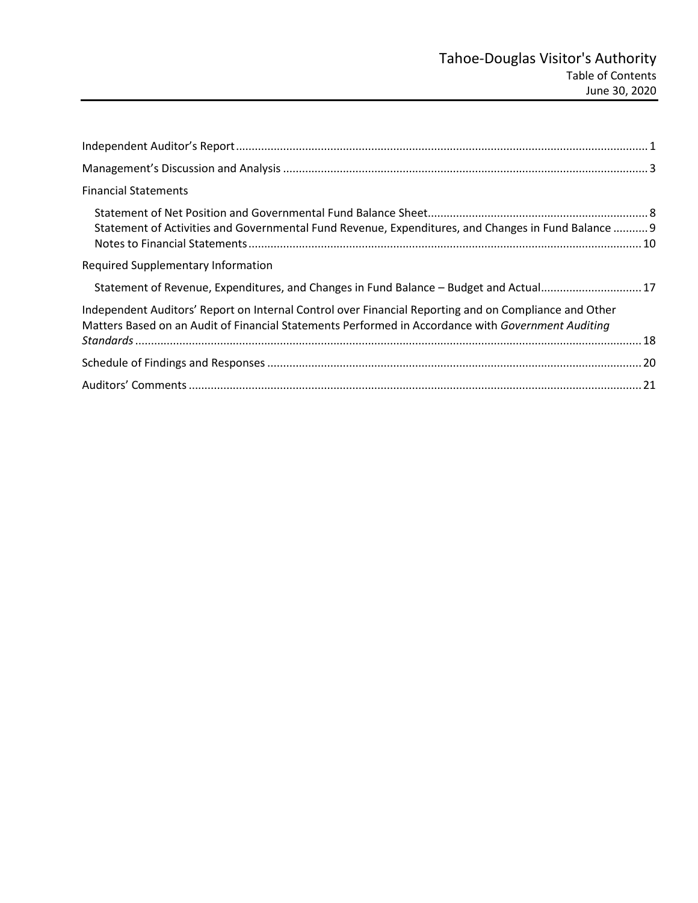# Tahoe-Douglas Visitor's Authority

Table of Contents

June 30, 2020

Independent Auditor's Report ..................................................................................................................................... 1

Management's Discussion and Analysis ..................................................................................................................... 3

Financial Statements

- Statement of Net Position and Governmental Fund Balance Sheet ..................................................................... 8
- Statement of Activities and Governmental Fund Revenue, Expenditures, and Changes in Fund Balance ........... 9
- Notes to Financial Statements ............................................................................................................................ 10

Required Supplementary Information

- Statement of Revenue, Expenditures, and Changes in Fund Balance – Budget and Actual ................................ 17

Independent Auditors' Report on Internal Control over Financial Reporting and on Compliance and Other Matters Based on an Audit of Financial Statements Performed in Accordance with *Government Auditing Standards* ................................................................................................................................................................ 18

Schedule of Findings and Responses ....................................................................................................................... 20

Auditors' Comments ................................................................................................................................................ 21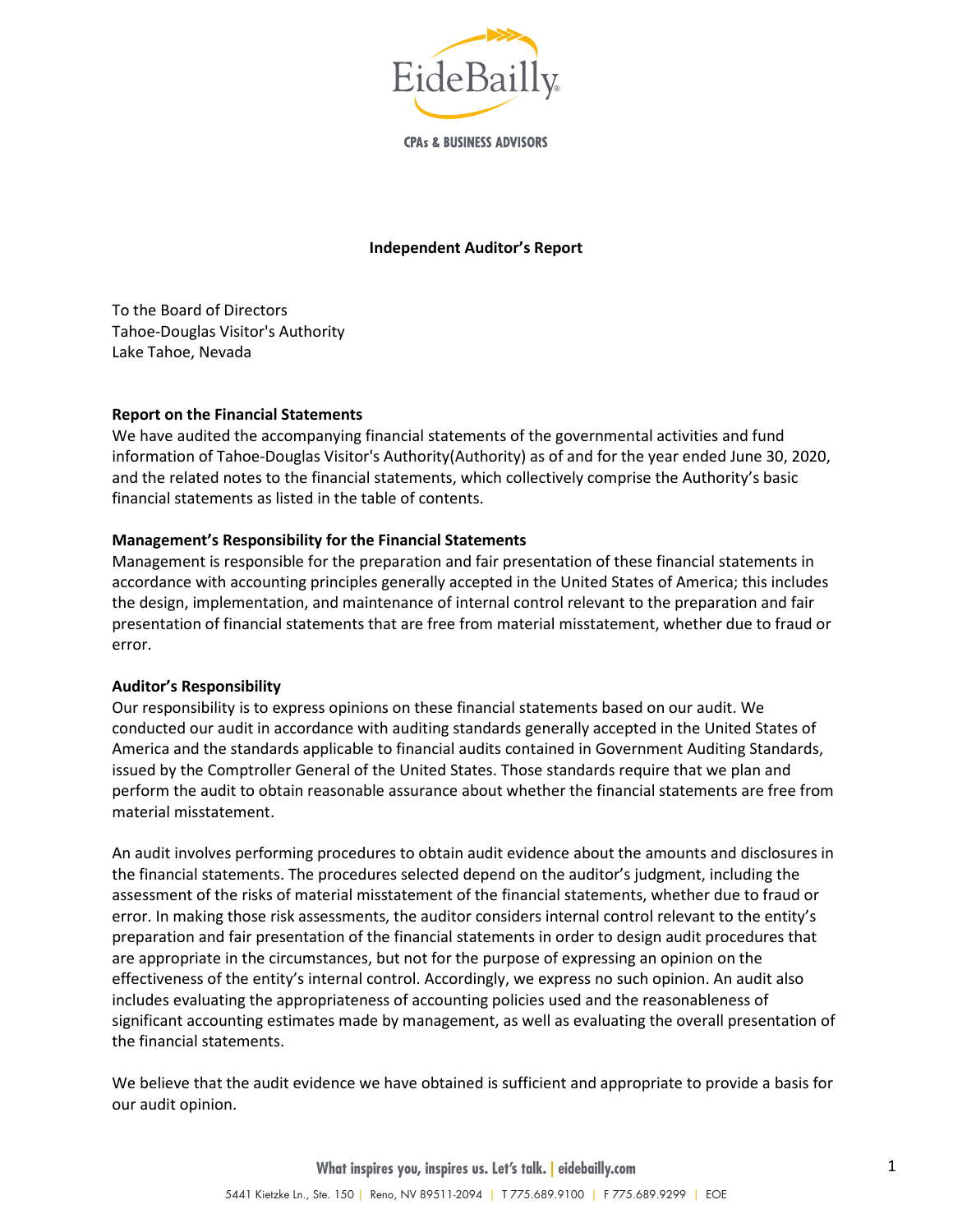**Independent Auditor's Report**

To the Board of Directors
Tahoe-Douglas Visitor's Authority
Lake Tahoe, Nevada

**Report on the Financial Statements**

We have audited the accompanying financial statements of the governmental activities and fund information of Tahoe-Douglas Visitor's Authority(Authority) as of and for the year ended June 30, 2020, and the related notes to the financial statements, which collectively comprise the Authority's basic financial statements as listed in the table of contents.

**Management's Responsibility for the Financial Statements**

Management is responsible for the preparation and fair presentation of these financial statements in accordance with accounting principles generally accepted in the United States of America; this includes the design, implementation, and maintenance of internal control relevant to the preparation and fair presentation of financial statements that are free from material misstatement, whether due to fraud or error.

**Auditor's Responsibility**

Our responsibility is to express opinions on these financial statements based on our audit. We conducted our audit in accordance with auditing standards generally accepted in the United States of America and the standards applicable to financial audits contained in Government Auditing Standards, issued by the Comptroller General of the United States. Those standards require that we plan and perform the audit to obtain reasonable assurance about whether the financial statements are free from material misstatement.

An audit involves performing procedures to obtain audit evidence about the amounts and disclosures in the financial statements. The procedures selected depend on the auditor's judgment, including the assessment of the risks of material misstatement of the financial statements, whether due to fraud or error. In making those risk assessments, the auditor considers internal control relevant to the entity's preparation and fair presentation of the financial statements in order to design audit procedures that are appropriate in the circumstances, but not for the purpose of expressing an opinion on the effectiveness of the entity's internal control. Accordingly, we express no such opinion. An audit also includes evaluating the appropriateness of accounting policies used and the reasonableness of significant accounting estimates made by management, as well as evaluating the overall presentation of the financial statements.

We believe that the audit evidence we have obtained is sufficient and appropriate to provide a basis for our audit opinion.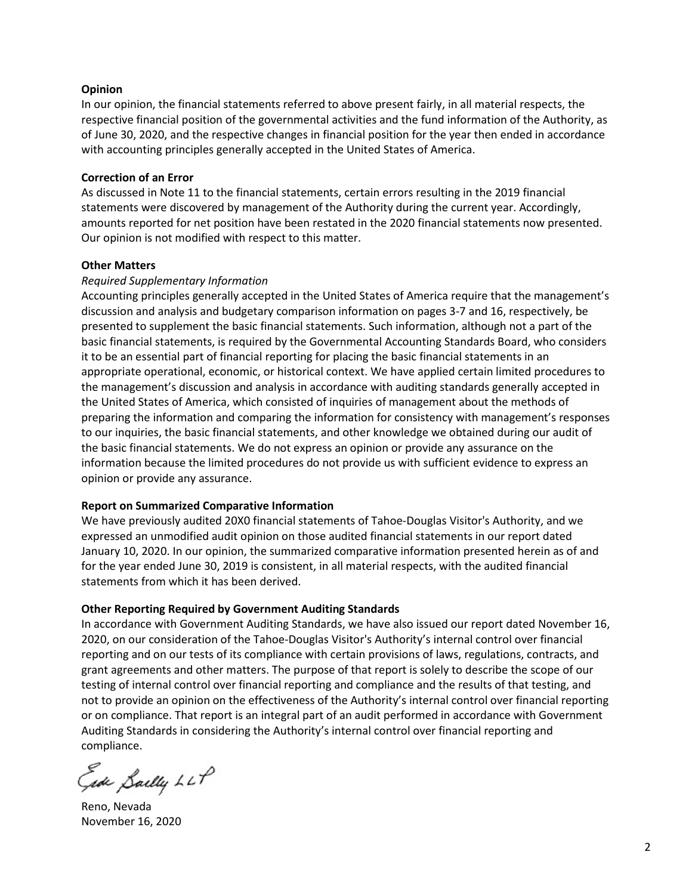**Opinion**

In our opinion, the financial statements referred to above present fairly, in all material respects, the respective financial position of the governmental activities and the fund information of the Authority, as of June 30, 2020, and the respective changes in financial position for the year then ended in accordance with accounting principles generally accepted in the United States of America.

**Correction of an Error**

As discussed in Note 11 to the financial statements, certain errors resulting in the 2019 financial statements were discovered by management of the Authority during the current year. Accordingly, amounts reported for net position have been restated in the 2020 financial statements now presented. Our opinion is not modified with respect to this matter.

**Other Matters**

*Required Supplementary Information*

Accounting principles generally accepted in the United States of America require that the management's discussion and analysis and budgetary comparison information on pages 3-7 and 16, respectively, be presented to supplement the basic financial statements. Such information, although not a part of the basic financial statements, is required by the Governmental Accounting Standards Board, who considers it to be an essential part of financial reporting for placing the basic financial statements in an appropriate operational, economic, or historical context. We have applied certain limited procedures to the management's discussion and analysis in accordance with auditing standards generally accepted in the United States of America, which consisted of inquiries of management about the methods of preparing the information and comparing the information for consistency with management's responses to our inquiries, the basic financial statements, and other knowledge we obtained during our audit of the basic financial statements. We do not express an opinion or provide any assurance on the information because the limited procedures do not provide us with sufficient evidence to express an opinion or provide any assurance.

**Report on Summarized Comparative Information**

We have previously audited 20X0 financial statements of Tahoe-Douglas Visitor's Authority, and we expressed an unmodified audit opinion on those audited financial statements in our report dated January 10, 2020. In our opinion, the summarized comparative information presented herein as of and for the year ended June 30, 2019 is consistent, in all material respects, with the audited financial statements from which it has been derived.

**Other Reporting Required by Government Auditing Standards**

In accordance with Government Auditing Standards, we have also issued our report dated November 16, 2020, on our consideration of the Tahoe-Douglas Visitor's Authority's internal control over financial reporting and on our tests of its compliance with certain provisions of laws, regulations, contracts, and grant agreements and other matters. The purpose of that report is solely to describe the scope of our testing of internal control over financial reporting and compliance and the results of that testing, and not to provide an opinion on the effectiveness of the Authority's internal control over financial reporting or on compliance. That report is an integral part of an audit performed in accordance with Government Auditing Standards in considering the Authority's internal control over financial reporting and compliance.

Eide Bailly LLP

Reno, Nevada
November 16, 2020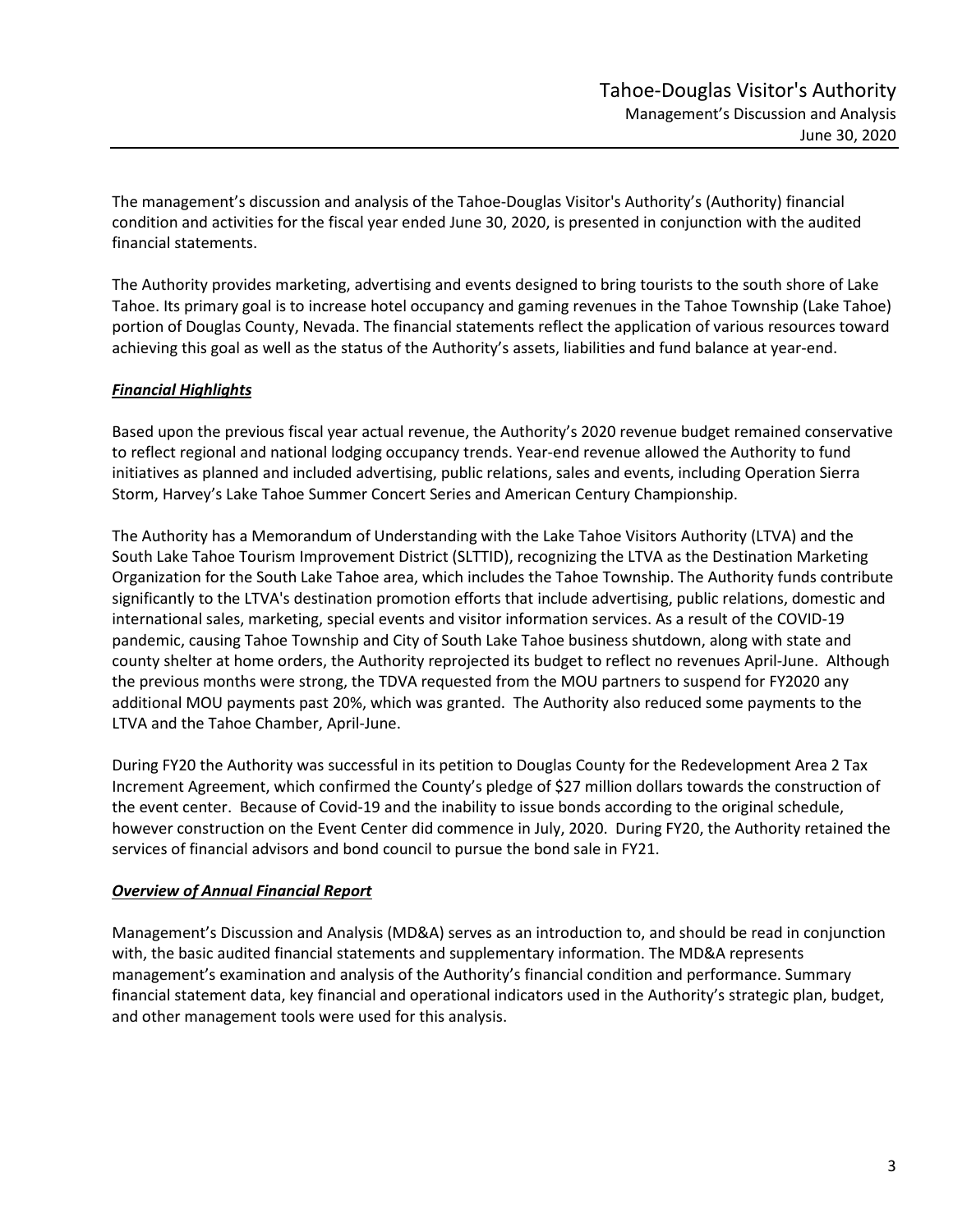The management's discussion and analysis of the Tahoe-Douglas Visitor's Authority's (Authority) financial condition and activities for the fiscal year ended June 30, 2020, is presented in conjunction with the audited financial statements.

The Authority provides marketing, advertising and events designed to bring tourists to the south shore of Lake Tahoe. Its primary goal is to increase hotel occupancy and gaming revenues in the Tahoe Township (Lake Tahoe) portion of Douglas County, Nevada. The financial statements reflect the application of various resources toward achieving this goal as well as the status of the Authority's assets, liabilities and fund balance at year-end.

***Financial Highlights***

Based upon the previous fiscal year actual revenue, the Authority's 2020 revenue budget remained conservative to reflect regional and national lodging occupancy trends. Year-end revenue allowed the Authority to fund initiatives as planned and included advertising, public relations, sales and events, including Operation Sierra Storm, Harvey's Lake Tahoe Summer Concert Series and American Century Championship.

The Authority has a Memorandum of Understanding with the Lake Tahoe Visitors Authority (LTVA) and the South Lake Tahoe Tourism Improvement District (SLTTID), recognizing the LTVA as the Destination Marketing Organization for the South Lake Tahoe area, which includes the Tahoe Township. The Authority funds contribute significantly to the LTVA's destination promotion efforts that include advertising, public relations, domestic and international sales, marketing, special events and visitor information services. As a result of the COVID-19 pandemic, causing Tahoe Township and City of South Lake Tahoe business shutdown, along with state and county shelter at home orders, the Authority reprojected its budget to reflect no revenues April-June. Although the previous months were strong, the TDVA requested from the MOU partners to suspend for FY2020 any additional MOU payments past 20%, which was granted. The Authority also reduced some payments to the LTVA and the Tahoe Chamber, April-June.

During FY20 the Authority was successful in its petition to Douglas County for the Redevelopment Area 2 Tax Increment Agreement, which confirmed the County's pledge of $27 million dollars towards the construction of the event center. Because of Covid-19 and the inability to issue bonds according to the original schedule, however construction on the Event Center did commence in July, 2020. During FY20, the Authority retained the services of financial advisors and bond council to pursue the bond sale in FY21.

***Overview of Annual Financial Report***

Management's Discussion and Analysis (MD&A) serves as an introduction to, and should be read in conjunction with, the basic audited financial statements and supplementary information. The MD&A represents management's examination and analysis of the Authority's financial condition and performance. Summary financial statement data, key financial and operational indicators used in the Authority's strategic plan, budget, and other management tools were used for this analysis.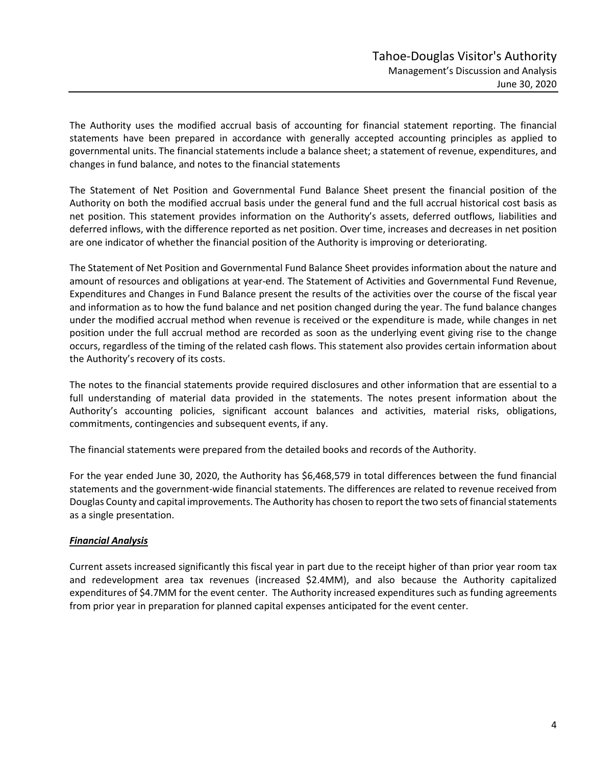The Authority uses the modified accrual basis of accounting for financial statement reporting. The financial statements have been prepared in accordance with generally accepted accounting principles as applied to governmental units. The financial statements include a balance sheet; a statement of revenue, expenditures, and changes in fund balance, and notes to the financial statements

The Statement of Net Position and Governmental Fund Balance Sheet present the financial position of the Authority on both the modified accrual basis under the general fund and the full accrual historical cost basis as net position. This statement provides information on the Authority's assets, deferred outflows, liabilities and deferred inflows, with the difference reported as net position. Over time, increases and decreases in net position are one indicator of whether the financial position of the Authority is improving or deteriorating.

The Statement of Net Position and Governmental Fund Balance Sheet provides information about the nature and amount of resources and obligations at year-end. The Statement of Activities and Governmental Fund Revenue, Expenditures and Changes in Fund Balance present the results of the activities over the course of the fiscal year and information as to how the fund balance and net position changed during the year. The fund balance changes under the modified accrual method when revenue is received or the expenditure is made, while changes in net position under the full accrual method are recorded as soon as the underlying event giving rise to the change occurs, regardless of the timing of the related cash flows. This statement also provides certain information about the Authority's recovery of its costs.

The notes to the financial statements provide required disclosures and other information that are essential to a full understanding of material data provided in the statements. The notes present information about the Authority's accounting policies, significant account balances and activities, material risks, obligations, commitments, contingencies and subsequent events, if any.

The financial statements were prepared from the detailed books and records of the Authority.

For the year ended June 30, 2020, the Authority has $6,468,579 in total differences between the fund financial statements and the government-wide financial statements. The differences are related to revenue received from Douglas County and capital improvements. The Authority has chosen to report the two sets of financial statements as a single presentation.

***Financial Analysis***

Current assets increased significantly this fiscal year in part due to the receipt higher of than prior year room tax and redevelopment area tax revenues (increased $2.4MM), and also because the Authority capitalized expenditures of $4.7MM for the event center. The Authority increased expenditures such as funding agreements from prior year in preparation for planned capital expenses anticipated for the event center.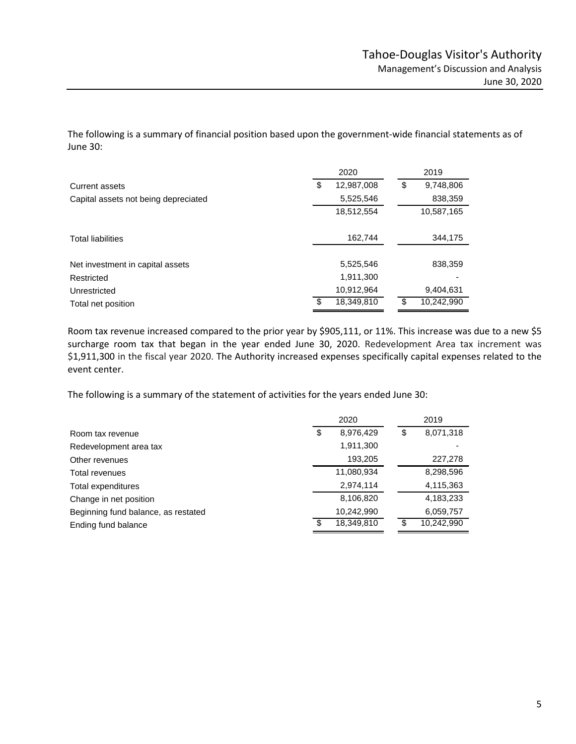The following is a summary of financial position based upon the government-wide financial statements as of June 30:

| | 2020 | 2019 |
|---|---|---|
| Current assets | $ 12,987,008 | $ 9,748,806 |
| Capital assets not being depreciated | 5,525,546 | 838,359 |
| | 18,512,554 | 10,587,165 |
| Total liabilities | 162,744 | 344,175 |
| Net investment in capital assets | 5,525,546 | 838,359 |
| Restricted | 1,911,300 | - |
| Unrestricted | 10,912,964 | 9,404,631 |
| Total net position | $ 18,349,810 | $ 10,242,990 |

Room tax revenue increased compared to the prior year by $905,111, or 11%. This increase was due to a new $5 surcharge room tax that began in the year ended June 30, 2020. Redevelopment Area tax increment was $1,911,300 in the fiscal year 2020. The Authority increased expenses specifically capital expenses related to the event center.

The following is a summary of the statement of activities for the years ended June 30:

| | 2020 | 2019 |
|---|---|---|
| Room tax revenue | $ 8,976,429 | $ 8,071,318 |
| Redevelopment area tax | 1,911,300 | - |
| Other revenues | 193,205 | 227,278 |
| Total revenues | 11,080,934 | 8,298,596 |
| Total expenditures | 2,974,114 | 4,115,363 |
| Change in net position | 8,106,820 | 4,183,233 |
| Beginning fund balance, as restated | 10,242,990 | 6,059,757 |
| Ending fund balance | $ 18,349,810 | $ 10,242,990 |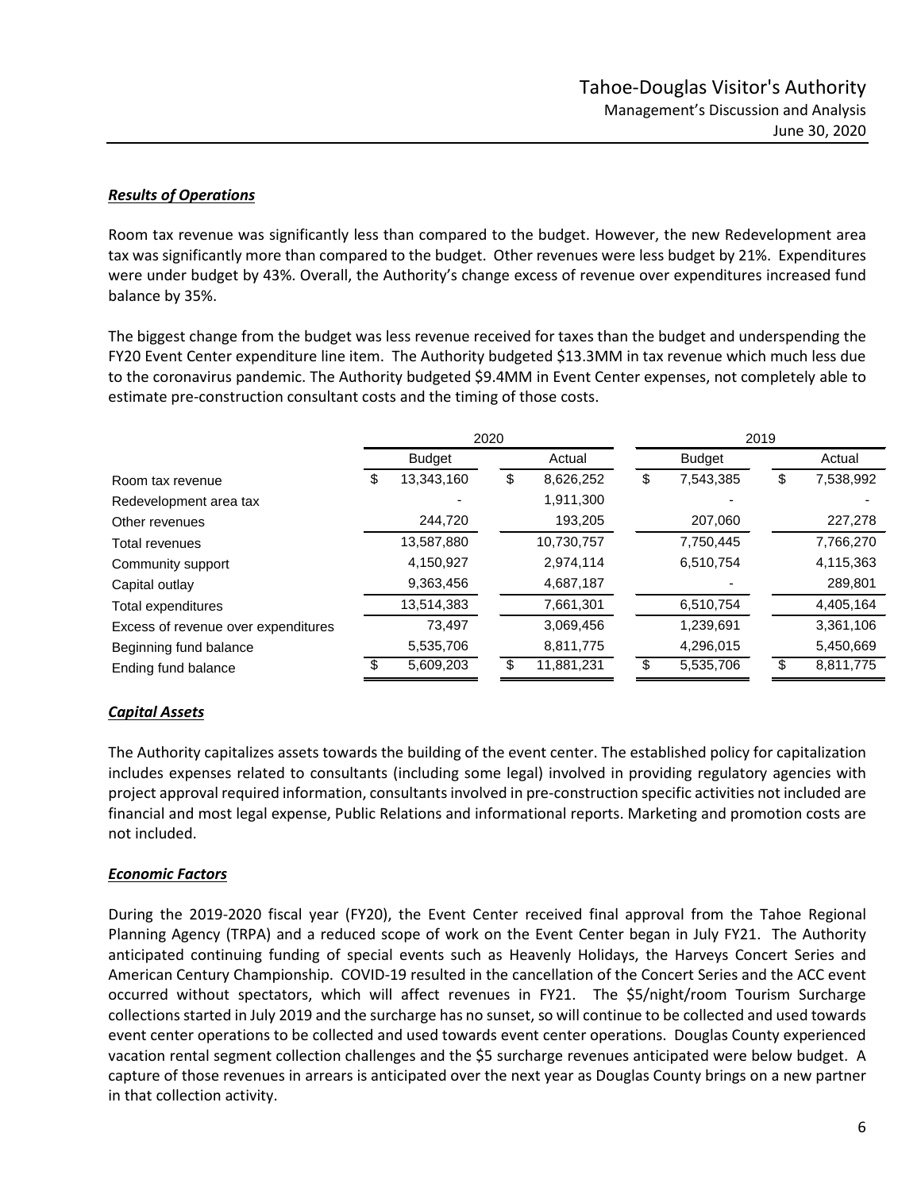### *Results of Operations*

Room tax revenue was significantly less than compared to the budget. However, the new Redevelopment area tax was significantly more than compared to the budget. Other revenues were less budget by 21%. Expenditures were under budget by 43%. Overall, the Authority's change excess of revenue over expenditures increased fund balance by 35%.

The biggest change from the budget was less revenue received for taxes than the budget and underspending the FY20 Event Center expenditure line item. The Authority budgeted $13.3MM in tax revenue which much less due to the coronavirus pandemic. The Authority budgeted $9.4MM in Event Center expenses, not completely able to estimate pre-construction consultant costs and the timing of those costs.

| | 2020 | | 2019 | |
|---|---|---|---|---|
| | Budget | Actual | Budget | Actual |
| Room tax revenue | $ 13,343,160 | $ 8,626,252 | $ 7,543,385 | $ 7,538,992 |
| Redevelopment area tax | - | 1,911,300 | - | - |
| Other revenues | 244,720 | 193,205 | 207,060 | 227,278 |
| Total revenues | 13,587,880 | 10,730,757 | 7,750,445 | 7,766,270 |
| Community support | 4,150,927 | 2,974,114 | 6,510,754 | 4,115,363 |
| Capital outlay | 9,363,456 | 4,687,187 | - | 289,801 |
| Total expenditures | 13,514,383 | 7,661,301 | 6,510,754 | 4,405,164 |
| Excess of revenue over expenditures | 73,497 | 3,069,456 | 1,239,691 | 3,361,106 |
| Beginning fund balance | 5,535,706 | 8,811,775 | 4,296,015 | 5,450,669 |
| Ending fund balance | $ 5,609,203 | $ 11,881,231 | $ 5,535,706 | $ 8,811,775 |

### *Capital Assets*

The Authority capitalizes assets towards the building of the event center. The established policy for capitalization includes expenses related to consultants (including some legal) involved in providing regulatory agencies with project approval required information, consultants involved in pre-construction specific activities not included are financial and most legal expense, Public Relations and informational reports. Marketing and promotion costs are not included.

### *Economic Factors*

During the 2019-2020 fiscal year (FY20), the Event Center received final approval from the Tahoe Regional Planning Agency (TRPA) and a reduced scope of work on the Event Center began in July FY21. The Authority anticipated continuing funding of special events such as Heavenly Holidays, the Harveys Concert Series and American Century Championship. COVID-19 resulted in the cancellation of the Concert Series and the ACC event occurred without spectators, which will affect revenues in FY21. The $5/night/room Tourism Surcharge collections started in July 2019 and the surcharge has no sunset, so will continue to be collected and used towards event center operations to be collected and used towards event center operations. Douglas County experienced vacation rental segment collection challenges and the $5 surcharge revenues anticipated were below budget. A capture of those revenues in arrears is anticipated over the next year as Douglas County brings on a new partner in that collection activity.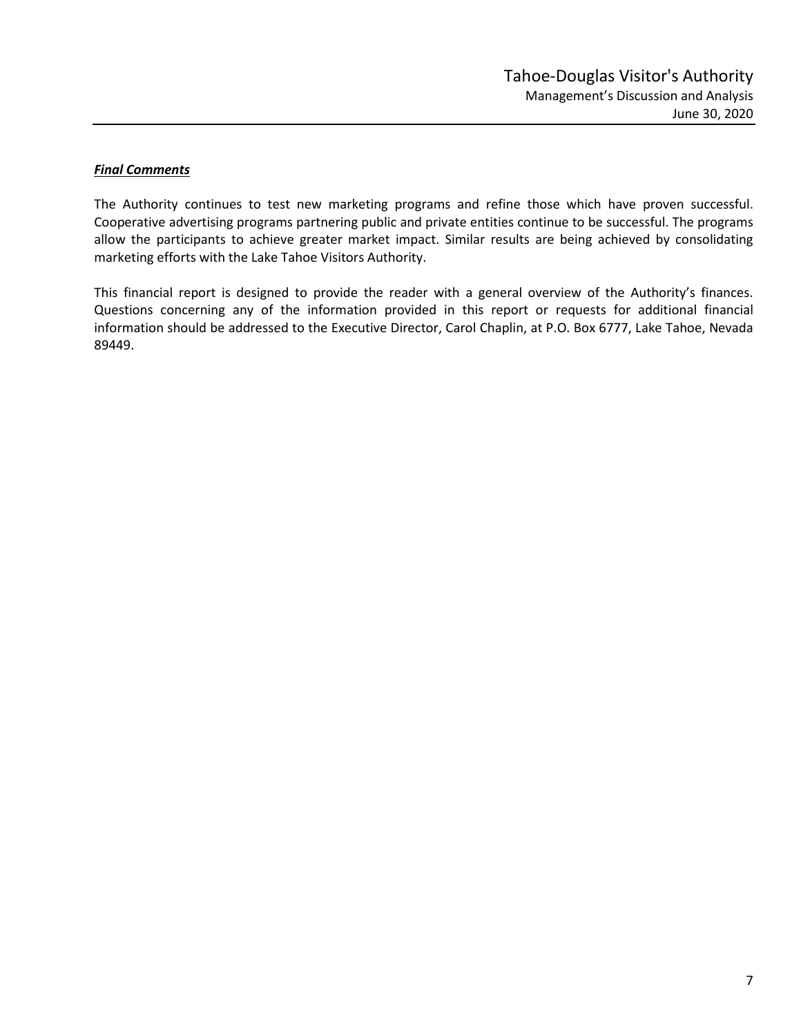***Final Comments***

The Authority continues to test new marketing programs and refine those which have proven successful. Cooperative advertising programs partnering public and private entities continue to be successful. The programs allow the participants to achieve greater market impact. Similar results are being achieved by consolidating marketing efforts with the Lake Tahoe Visitors Authority.

This financial report is designed to provide the reader with a general overview of the Authority's finances. Questions concerning any of the information provided in this report or requests for additional financial information should be addressed to the Executive Director, Carol Chaplin, at P.O. Box 6777, Lake Tahoe, Nevada 89449.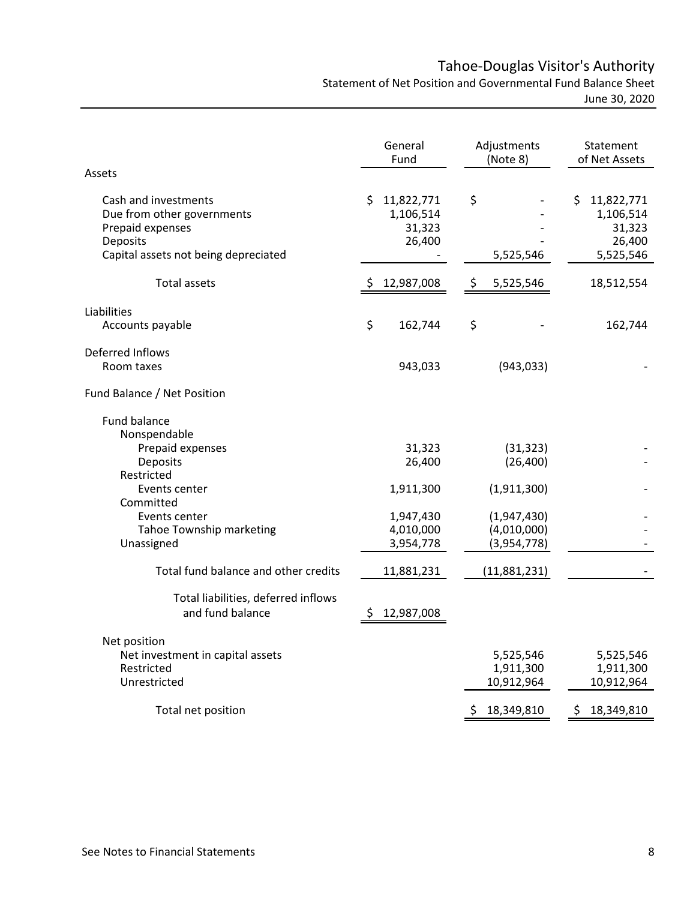# Tahoe-Douglas Visitor's Authority

## Statement of Net Position and Governmental Fund Balance Sheet

### June 30, 2020

| | General Fund | Adjustments (Note 8) | Statement of Net Assets |
|---|---|---|---|
| **Assets** | | | |
| Cash and investments | $ 11,822,771 | $ - | $ 11,822,771 |
| Due from other governments | 1,106,514 | - | 1,106,514 |
| Prepaid expenses | 31,323 | - | 31,323 |
| Deposits | 26,400 | - | 26,400 |
| Capital assets not being depreciated | - | 5,525,546 | 5,525,546 |
| Total assets | $ 12,987,008 | $ 5,525,546 | 18,512,554 |
| **Liabilities** | | | |
| Accounts payable | $ 162,744 | $ - | 162,744 |
| **Deferred Inflows** | | | |
| Room taxes | 943,033 | (943,033) | - |
| **Fund Balance / Net Position** | | | |
| Fund balance | | | |
| Nonspendable | | | |
| Prepaid expenses | 31,323 | (31,323) | - |
| Deposits | 26,400 | (26,400) | - |
| Restricted | | | |
| Events center | 1,911,300 | (1,911,300) | - |
| Committed | | | |
| Events center | 1,947,430 | (1,947,430) | - |
| Tahoe Township marketing | 4,010,000 | (4,010,000) | - |
| Unassigned | 3,954,778 | (3,954,778) | - |
| Total fund balance and other credits | 11,881,231 | (11,881,231) | - |
| Total liabilities, deferred inflows and fund balance | $ 12,987,008 | | |
| Net position | | | |
| Net investment in capital assets | | 5,525,546 | 5,525,546 |
| Restricted | | 1,911,300 | 1,911,300 |
| Unrestricted | | 10,912,964 | 10,912,964 |
| Total net position | | $ 18,349,810 | $ 18,349,810 |

See Notes to Financial Statements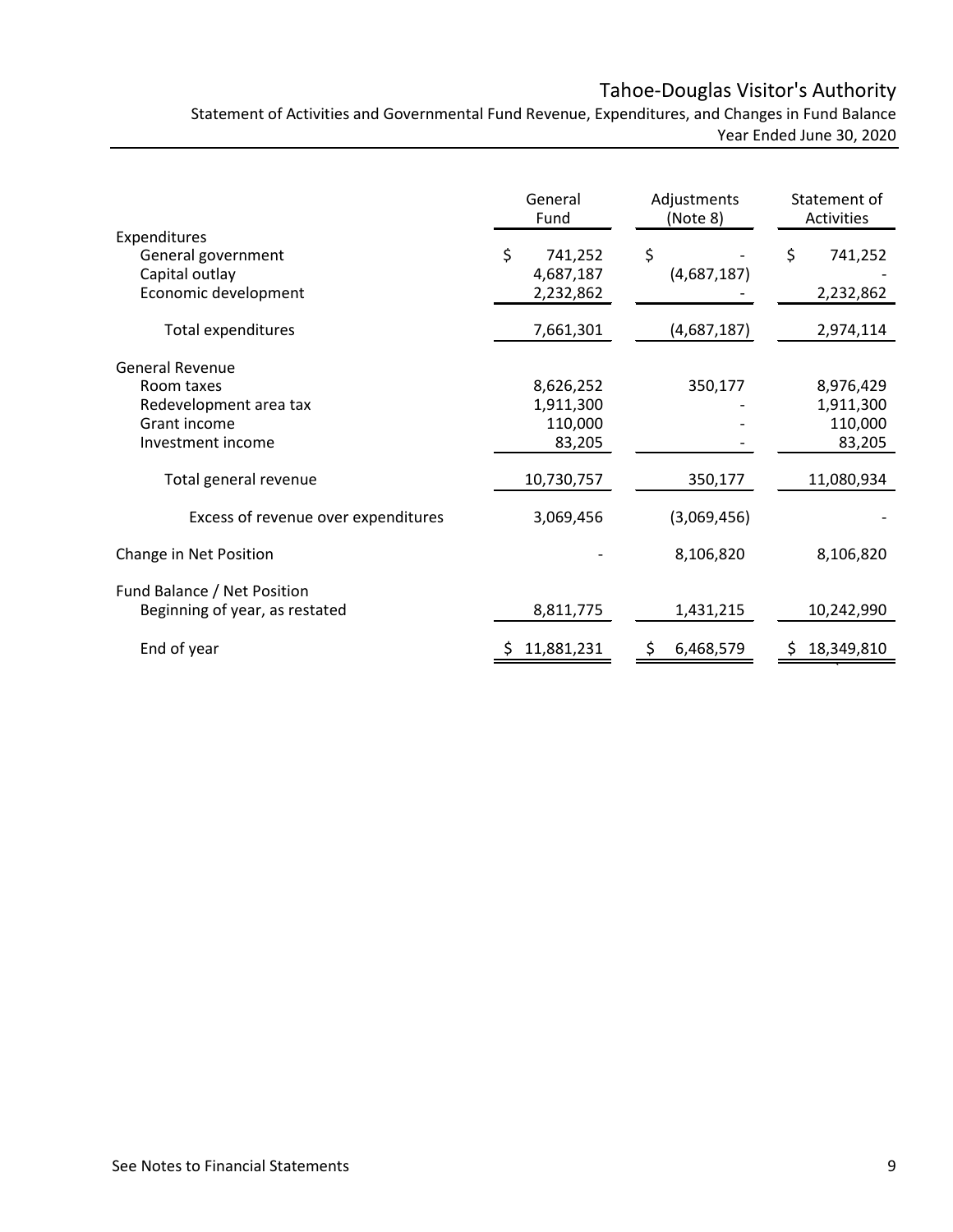# Tahoe-Douglas Visitor's Authority

Statement of Activities and Governmental Fund Revenue, Expenditures, and Changes in Fund Balance
Year Ended June 30, 2020

| | General Fund | Adjustments (Note 8) | Statement of Activities |
|---|---|---|---|
| **Expenditures** | | | |
| General government | $ 741,252 | $ - | $ 741,252 |
| Capital outlay | 4,687,187 | (4,687,187) | - |
| Economic development | 2,232,862 | - | 2,232,862 |
| Total expenditures | 7,661,301 | (4,687,187) | 2,974,114 |
| **General Revenue** | | | |
| Room taxes | 8,626,252 | 350,177 | 8,976,429 |
| Redevelopment area tax | 1,911,300 | - | 1,911,300 |
| Grant income | 110,000 | - | 110,000 |
| Investment income | 83,205 | - | 83,205 |
| Total general revenue | 10,730,757 | 350,177 | 11,080,934 |
| Excess of revenue over expenditures | 3,069,456 | (3,069,456) | - |
| Change in Net Position | - | 8,106,820 | 8,106,820 |
| **Fund Balance / Net Position** | | | |
| Beginning of year, as restated | 8,811,775 | 1,431,215 | 10,242,990 |
| End of year | $ 11,881,231 | $ 6,468,579 | $ 18,349,810 |

See Notes to Financial Statements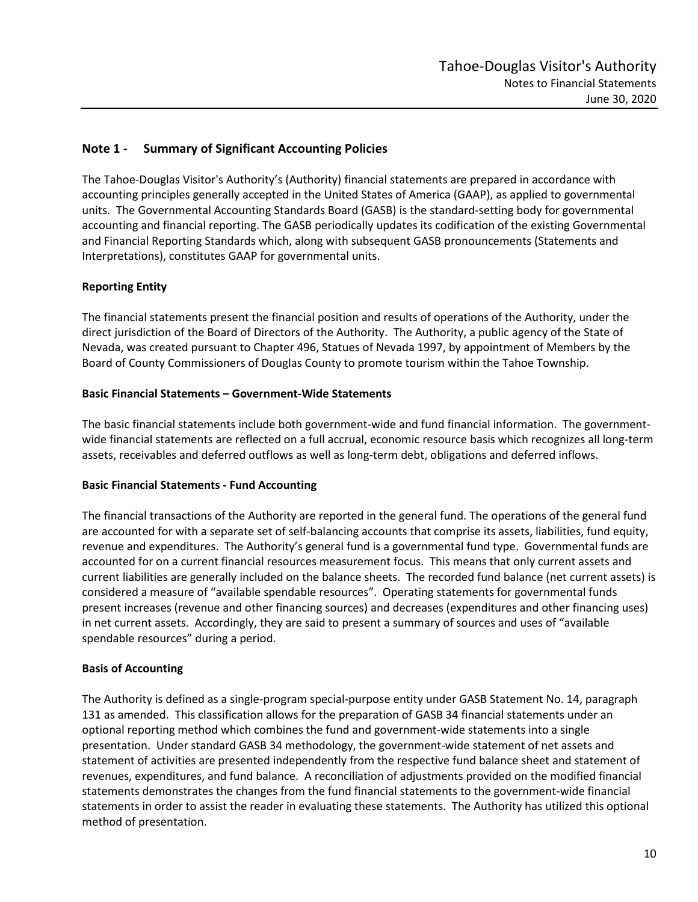## Note 1 - Summary of Significant Accounting Policies

The Tahoe-Douglas Visitor's Authority's (Authority) financial statements are prepared in accordance with accounting principles generally accepted in the United States of America (GAAP), as applied to governmental units. The Governmental Accounting Standards Board (GASB) is the standard-setting body for governmental accounting and financial reporting. The GASB periodically updates its codification of the existing Governmental and Financial Reporting Standards which, along with subsequent GASB pronouncements (Statements and Interpretations), constitutes GAAP for governmental units.

### Reporting Entity

The financial statements present the financial position and results of operations of the Authority, under the direct jurisdiction of the Board of Directors of the Authority. The Authority, a public agency of the State of Nevada, was created pursuant to Chapter 496, Statues of Nevada 1997, by appointment of Members by the Board of County Commissioners of Douglas County to promote tourism within the Tahoe Township.

### Basic Financial Statements – Government-Wide Statements

The basic financial statements include both government-wide and fund financial information. The government-wide financial statements are reflected on a full accrual, economic resource basis which recognizes all long-term assets, receivables and deferred outflows as well as long-term debt, obligations and deferred inflows.

### Basic Financial Statements - Fund Accounting

The financial transactions of the Authority are reported in the general fund. The operations of the general fund are accounted for with a separate set of self-balancing accounts that comprise its assets, liabilities, fund equity, revenue and expenditures. The Authority's general fund is a governmental fund type. Governmental funds are accounted for on a current financial resources measurement focus. This means that only current assets and current liabilities are generally included on the balance sheets. The recorded fund balance (net current assets) is considered a measure of "available spendable resources". Operating statements for governmental funds present increases (revenue and other financing sources) and decreases (expenditures and other financing uses) in net current assets. Accordingly, they are said to present a summary of sources and uses of "available spendable resources" during a period.

### Basis of Accounting

The Authority is defined as a single-program special-purpose entity under GASB Statement No. 14, paragraph 131 as amended. This classification allows for the preparation of GASB 34 financial statements under an optional reporting method which combines the fund and government-wide statements into a single presentation. Under standard GASB 34 methodology, the government-wide statement of net assets and statement of activities are presented independently from the respective fund balance sheet and statement of revenues, expenditures, and fund balance. A reconciliation of adjustments provided on the modified financial statements demonstrates the changes from the fund financial statements to the government-wide financial statements in order to assist the reader in evaluating these statements. The Authority has utilized this optional method of presentation.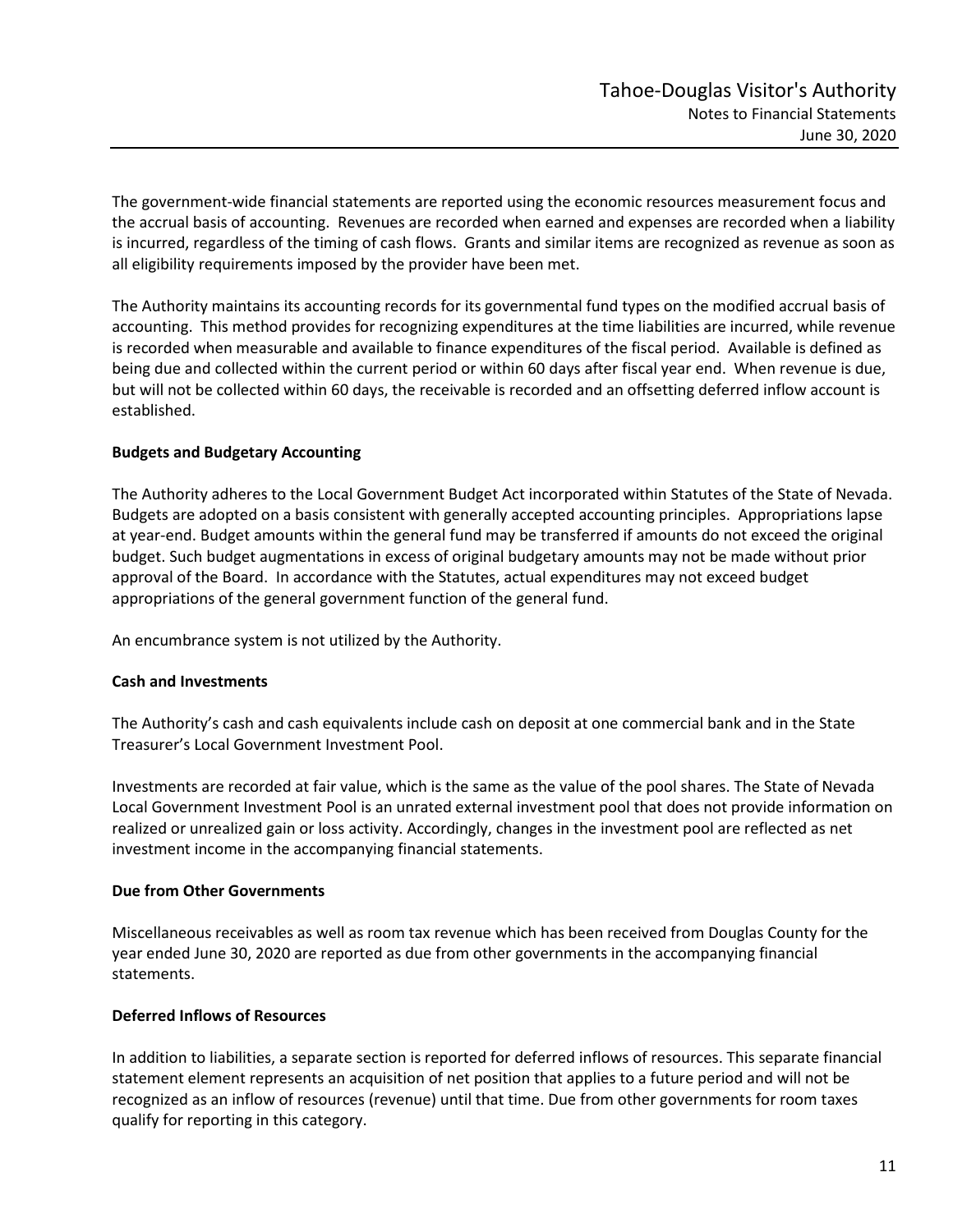The government-wide financial statements are reported using the economic resources measurement focus and the accrual basis of accounting. Revenues are recorded when earned and expenses are recorded when a liability is incurred, regardless of the timing of cash flows. Grants and similar items are recognized as revenue as soon as all eligibility requirements imposed by the provider have been met.

The Authority maintains its accounting records for its governmental fund types on the modified accrual basis of accounting. This method provides for recognizing expenditures at the time liabilities are incurred, while revenue is recorded when measurable and available to finance expenditures of the fiscal period. Available is defined as being due and collected within the current period or within 60 days after fiscal year end. When revenue is due, but will not be collected within 60 days, the receivable is recorded and an offsetting deferred inflow account is established.

**Budgets and Budgetary Accounting**

The Authority adheres to the Local Government Budget Act incorporated within Statutes of the State of Nevada. Budgets are adopted on a basis consistent with generally accepted accounting principles. Appropriations lapse at year-end. Budget amounts within the general fund may be transferred if amounts do not exceed the original budget. Such budget augmentations in excess of original budgetary amounts may not be made without prior approval of the Board. In accordance with the Statutes, actual expenditures may not exceed budget appropriations of the general government function of the general fund.

An encumbrance system is not utilized by the Authority.

**Cash and Investments**

The Authority's cash and cash equivalents include cash on deposit at one commercial bank and in the State Treasurer's Local Government Investment Pool.

Investments are recorded at fair value, which is the same as the value of the pool shares. The State of Nevada Local Government Investment Pool is an unrated external investment pool that does not provide information on realized or unrealized gain or loss activity. Accordingly, changes in the investment pool are reflected as net investment income in the accompanying financial statements.

**Due from Other Governments**

Miscellaneous receivables as well as room tax revenue which has been received from Douglas County for the year ended June 30, 2020 are reported as due from other governments in the accompanying financial statements.

**Deferred Inflows of Resources**

In addition to liabilities, a separate section is reported for deferred inflows of resources. This separate financial statement element represents an acquisition of net position that applies to a future period and will not be recognized as an inflow of resources (revenue) until that time. Due from other governments for room taxes qualify for reporting in this category.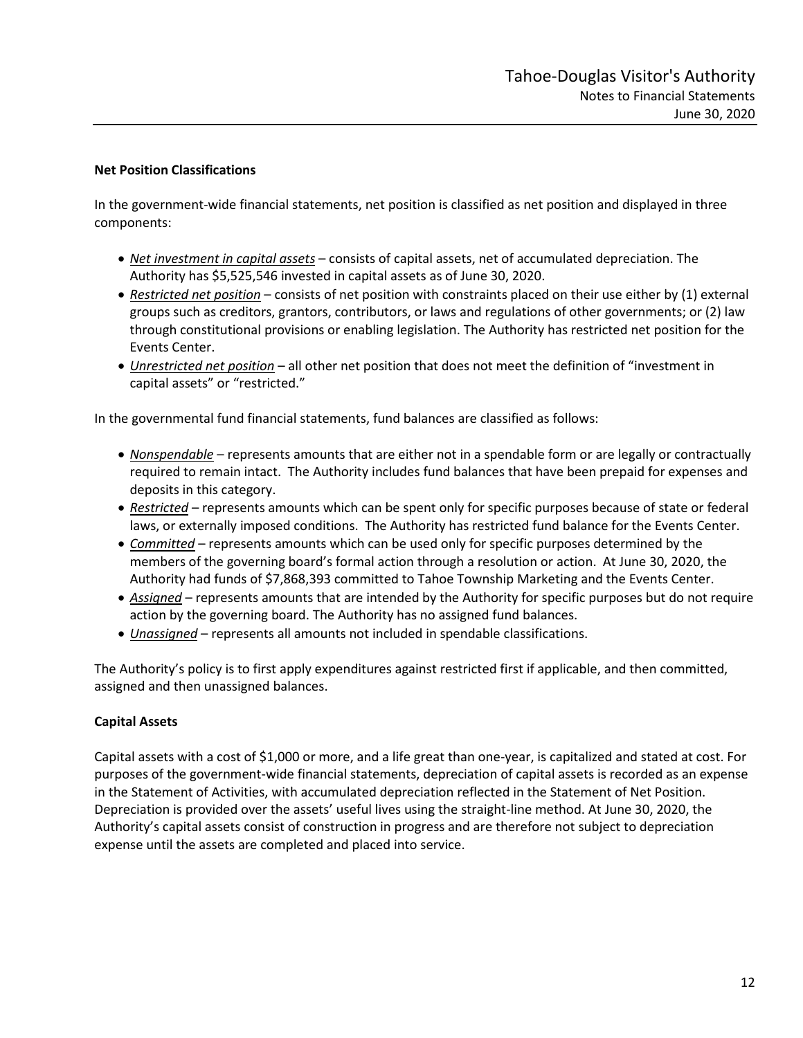**Net Position Classifications**

In the government-wide financial statements, net position is classified as net position and displayed in three components:

- *Net investment in capital assets* – consists of capital assets, net of accumulated depreciation. The Authority has $5,525,546 invested in capital assets as of June 30, 2020.
- *Restricted net position* – consists of net position with constraints placed on their use either by (1) external groups such as creditors, grantors, contributors, or laws and regulations of other governments; or (2) law through constitutional provisions or enabling legislation. The Authority has restricted net position for the Events Center.
- *Unrestricted net position* – all other net position that does not meet the definition of "investment in capital assets" or "restricted."

In the governmental fund financial statements, fund balances are classified as follows:

- *Nonspendable* – represents amounts that are either not in a spendable form or are legally or contractually required to remain intact. The Authority includes fund balances that have been prepaid for expenses and deposits in this category.
- *Restricted* – represents amounts which can be spent only for specific purposes because of state or federal laws, or externally imposed conditions. The Authority has restricted fund balance for the Events Center.
- *Committed* – represents amounts which can be used only for specific purposes determined by the members of the governing board's formal action through a resolution or action. At June 30, 2020, the Authority had funds of $7,868,393 committed to Tahoe Township Marketing and the Events Center.
- *Assigned* – represents amounts that are intended by the Authority for specific purposes but do not require action by the governing board. The Authority has no assigned fund balances.
- *Unassigned* – represents all amounts not included in spendable classifications.

The Authority's policy is to first apply expenditures against restricted first if applicable, and then committed, assigned and then unassigned balances.

**Capital Assets**

Capital assets with a cost of $1,000 or more, and a life great than one-year, is capitalized and stated at cost. For purposes of the government-wide financial statements, depreciation of capital assets is recorded as an expense in the Statement of Activities, with accumulated depreciation reflected in the Statement of Net Position. Depreciation is provided over the assets' useful lives using the straight-line method. At June 30, 2020, the Authority's capital assets consist of construction in progress and are therefore not subject to depreciation expense until the assets are completed and placed into service.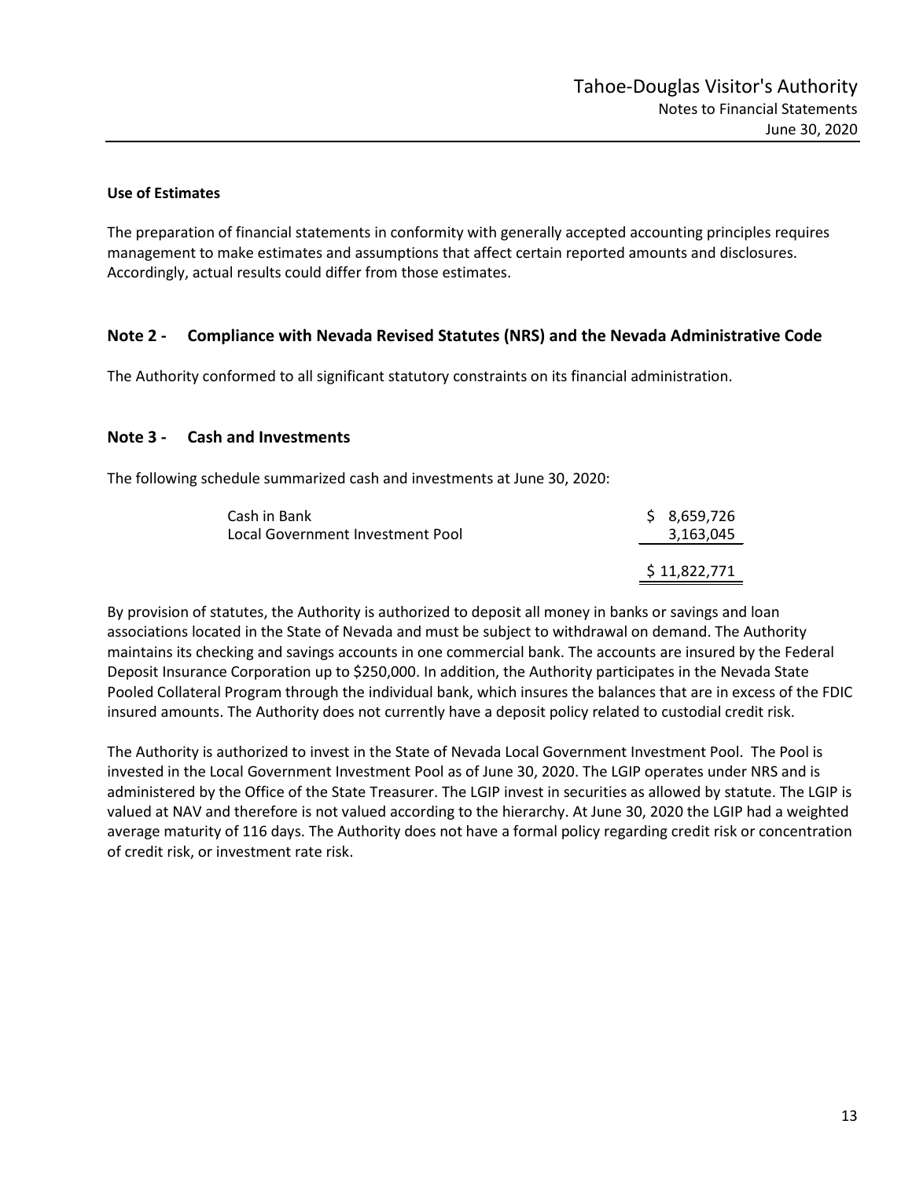### Use of Estimates

The preparation of financial statements in conformity with generally accepted accounting principles requires management to make estimates and assumptions that affect certain reported amounts and disclosures. Accordingly, actual results could differ from those estimates.

## Note 2 - Compliance with Nevada Revised Statutes (NRS) and the Nevada Administrative Code

The Authority conformed to all significant statutory constraints on its financial administration.

## Note 3 - Cash and Investments

The following schedule summarized cash and investments at June 30, 2020:

| | |
|---|---:|
| Cash in Bank | $ 8,659,726 |
| Local Government Investment Pool | 3,163,045 |
| | $ 11,822,771 |

By provision of statutes, the Authority is authorized to deposit all money in banks or savings and loan associations located in the State of Nevada and must be subject to withdrawal on demand. The Authority maintains its checking and savings accounts in one commercial bank. The accounts are insured by the Federal Deposit Insurance Corporation up to $250,000. In addition, the Authority participates in the Nevada State Pooled Collateral Program through the individual bank, which insures the balances that are in excess of the FDIC insured amounts. The Authority does not currently have a deposit policy related to custodial credit risk.

The Authority is authorized to invest in the State of Nevada Local Government Investment Pool. The Pool is invested in the Local Government Investment Pool as of June 30, 2020. The LGIP operates under NRS and is administered by the Office of the State Treasurer. The LGIP invest in securities as allowed by statute. The LGIP is valued at NAV and therefore is not valued according to the hierarchy. At June 30, 2020 the LGIP had a weighted average maturity of 116 days. The Authority does not have a formal policy regarding credit risk or concentration of credit risk, or investment rate risk.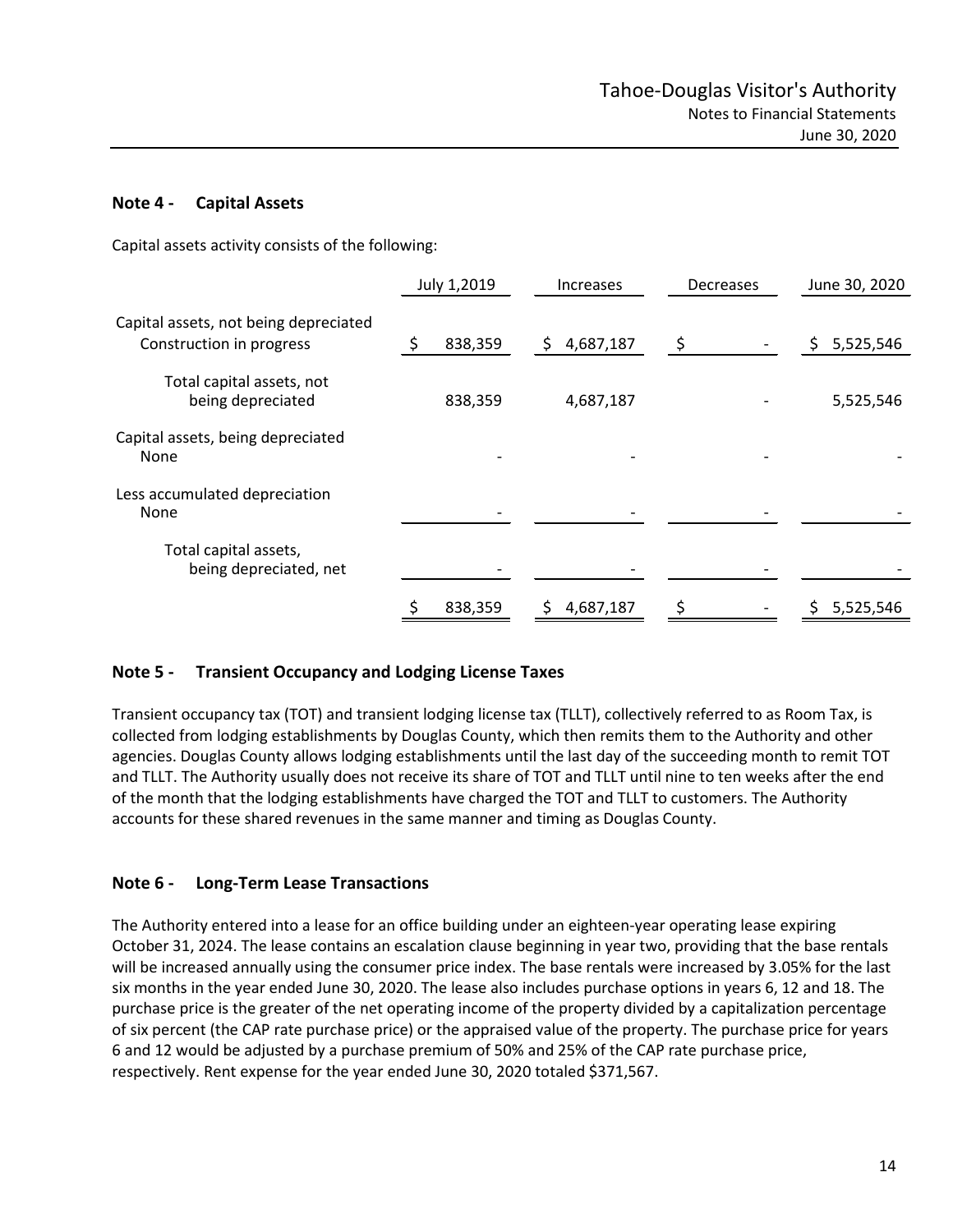## Note 4 - Capital Assets

Capital assets activity consists of the following:

| | July 1,2019 | Increases | Decreases | June 30, 2020 |
|---|---|---|---|---|
| Capital assets, not being depreciated | | | | |
| Construction in progress | $ 838,359 | $ 4,687,187 | $ - | $ 5,525,546 |
| Total capital assets, not being depreciated | 838,359 | 4,687,187 | - | 5,525,546 |
| Capital assets, being depreciated | | | | |
| None | - | - | - | - |
| Less accumulated depreciation | | | | |
| None | - | - | - | - |
| Total capital assets, being depreciated, net | - | - | - | - |
| | $ 838,359 | $ 4,687,187 | $ - | $ 5,525,546 |

## Note 5 - Transient Occupancy and Lodging License Taxes

Transient occupancy tax (TOT) and transient lodging license tax (TLLT), collectively referred to as Room Tax, is collected from lodging establishments by Douglas County, which then remits them to the Authority and other agencies. Douglas County allows lodging establishments until the last day of the succeeding month to remit TOT and TLLT. The Authority usually does not receive its share of TOT and TLLT until nine to ten weeks after the end of the month that the lodging establishments have charged the TOT and TLLT to customers. The Authority accounts for these shared revenues in the same manner and timing as Douglas County.

## Note 6 - Long-Term Lease Transactions

The Authority entered into a lease for an office building under an eighteen-year operating lease expiring October 31, 2024. The lease contains an escalation clause beginning in year two, providing that the base rentals will be increased annually using the consumer price index. The base rentals were increased by 3.05% for the last six months in the year ended June 30, 2020. The lease also includes purchase options in years 6, 12 and 18. The purchase price is the greater of the net operating income of the property divided by a capitalization percentage of six percent (the CAP rate purchase price) or the appraised value of the property. The purchase price for years 6 and 12 would be adjusted by a purchase premium of 50% and 25% of the CAP rate purchase price, respectively. Rent expense for the year ended June 30, 2020 totaled $371,567.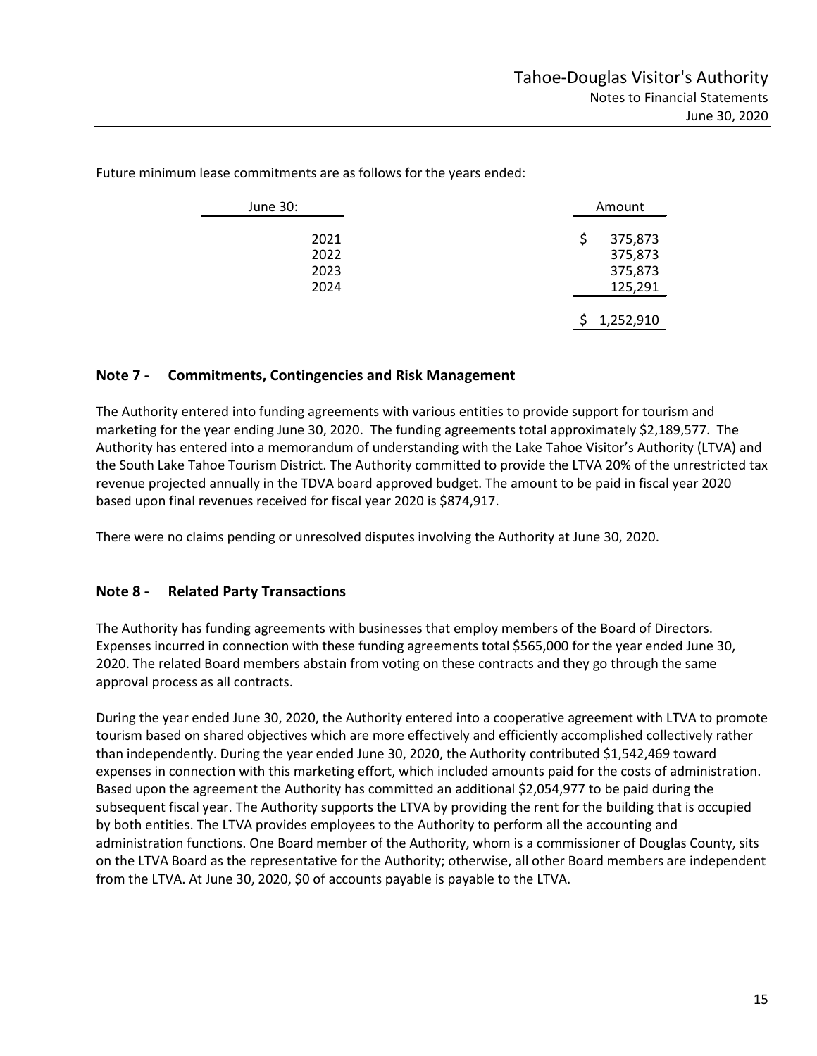Future minimum lease commitments are as follows for the years ended:

| June 30: | Amount |
|---|---|
| 2021 | $ 375,873 |
| 2022 | 375,873 |
| 2023 | 375,873 |
| 2024 | 125,291 |
| | $ 1,252,910 |

## Note 7 - Commitments, Contingencies and Risk Management

The Authority entered into funding agreements with various entities to provide support for tourism and marketing for the year ending June 30, 2020. The funding agreements total approximately $2,189,577. The Authority has entered into a memorandum of understanding with the Lake Tahoe Visitor's Authority (LTVA) and the South Lake Tahoe Tourism District. The Authority committed to provide the LTVA 20% of the unrestricted tax revenue projected annually in the TDVA board approved budget. The amount to be paid in fiscal year 2020 based upon final revenues received for fiscal year 2020 is $874,917.

There were no claims pending or unresolved disputes involving the Authority at June 30, 2020.

## Note 8 - Related Party Transactions

The Authority has funding agreements with businesses that employ members of the Board of Directors. Expenses incurred in connection with these funding agreements total $565,000 for the year ended June 30, 2020. The related Board members abstain from voting on these contracts and they go through the same approval process as all contracts.

During the year ended June 30, 2020, the Authority entered into a cooperative agreement with LTVA to promote tourism based on shared objectives which are more effectively and efficiently accomplished collectively rather than independently. During the year ended June 30, 2020, the Authority contributed $1,542,469 toward expenses in connection with this marketing effort, which included amounts paid for the costs of administration. Based upon the agreement the Authority has committed an additional $2,054,977 to be paid during the subsequent fiscal year. The Authority supports the LTVA by providing the rent for the building that is occupied by both entities. The LTVA provides employees to the Authority to perform all the accounting and administration functions. One Board member of the Authority, whom is a commissioner of Douglas County, sits on the LTVA Board as the representative for the Authority; otherwise, all other Board members are independent from the LTVA. At June 30, 2020, $0 of accounts payable is payable to the LTVA.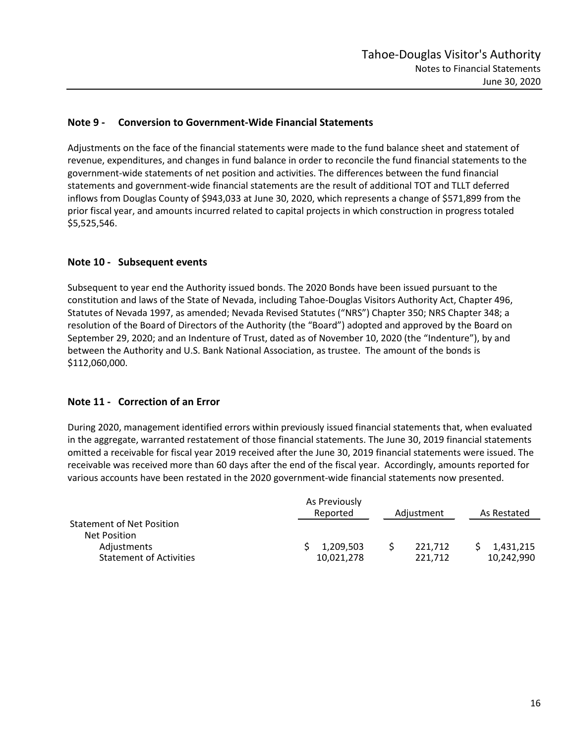## Note 9 - Conversion to Government-Wide Financial Statements

Adjustments on the face of the financial statements were made to the fund balance sheet and statement of revenue, expenditures, and changes in fund balance in order to reconcile the fund financial statements to the government-wide statements of net position and activities. The differences between the fund financial statements and government-wide financial statements are the result of additional TOT and TLLT deferred inflows from Douglas County of $943,033 at June 30, 2020, which represents a change of $571,899 from the prior fiscal year, and amounts incurred related to capital projects in which construction in progress totaled $5,525,546.

## Note 10 - Subsequent events

Subsequent to year end the Authority issued bonds. The 2020 Bonds have been issued pursuant to the constitution and laws of the State of Nevada, including Tahoe-Douglas Visitors Authority Act, Chapter 496, Statutes of Nevada 1997, as amended; Nevada Revised Statutes ("NRS") Chapter 350; NRS Chapter 348; a resolution of the Board of Directors of the Authority (the "Board") adopted and approved by the Board on September 29, 2020; and an Indenture of Trust, dated as of November 10, 2020 (the "Indenture"), by and between the Authority and U.S. Bank National Association, as trustee. The amount of the bonds is $112,060,000.

## Note 11 - Correction of an Error

During 2020, management identified errors within previously issued financial statements that, when evaluated in the aggregate, warranted restatement of those financial statements. The June 30, 2019 financial statements omitted a receivable for fiscal year 2019 received after the June 30, 2019 financial statements were issued. The receivable was received more than 60 days after the end of the fiscal year. Accordingly, amounts reported for various accounts have been restated in the 2020 government-wide financial statements now presented.

| | As Previously Reported | Adjustment | As Restated |
|---|---|---|---|
| Statement of Net Position | | | |
| Net Position | | | |
| Adjustments | $ 1,209,503 | $ 221,712 | $ 1,431,215 |
| Statement of Activities | 10,021,278 | 221,712 | 10,242,990 |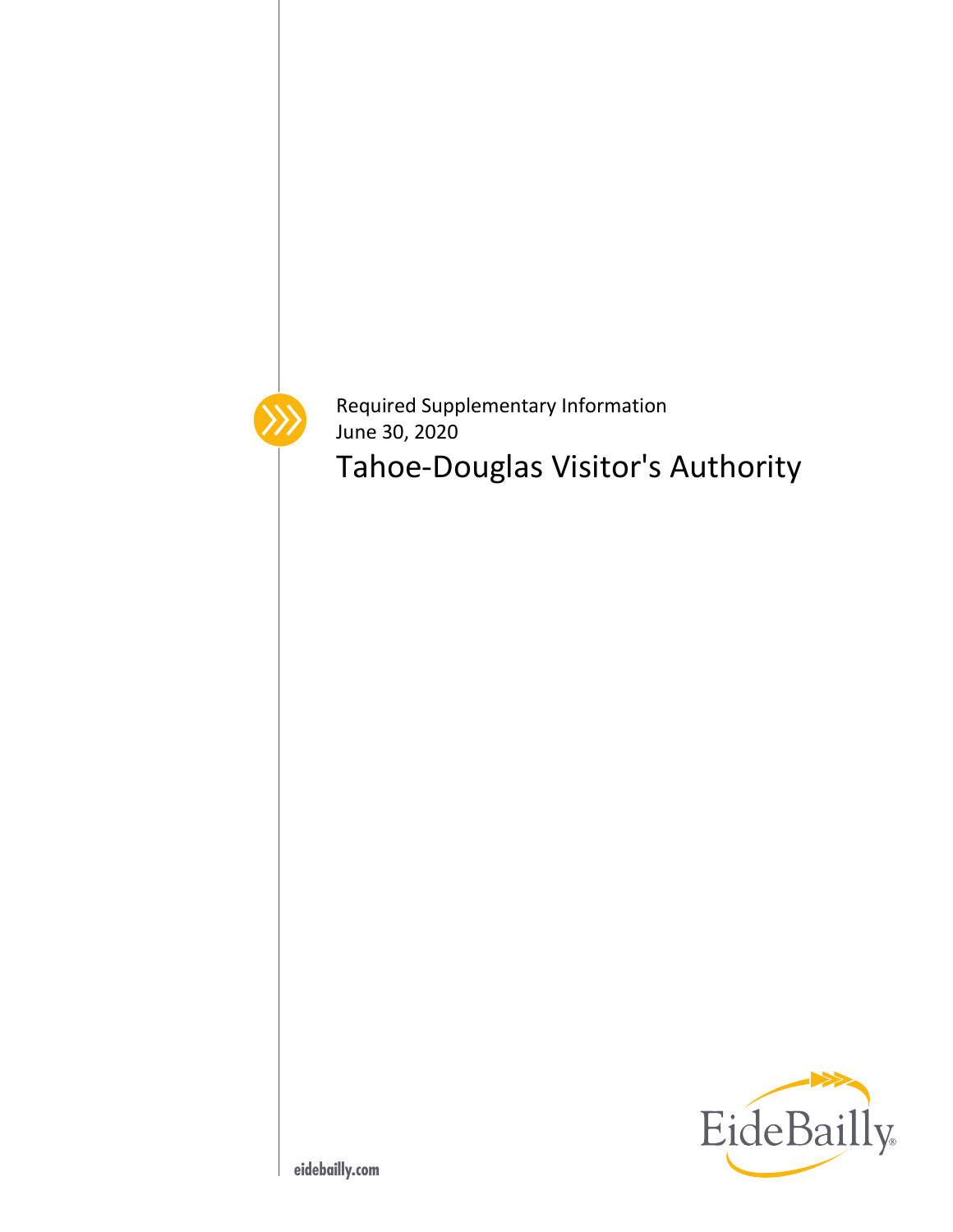Required Supplementary Information

June 30, 2020

# Tahoe-Douglas Visitor's Authority

eidebailly.com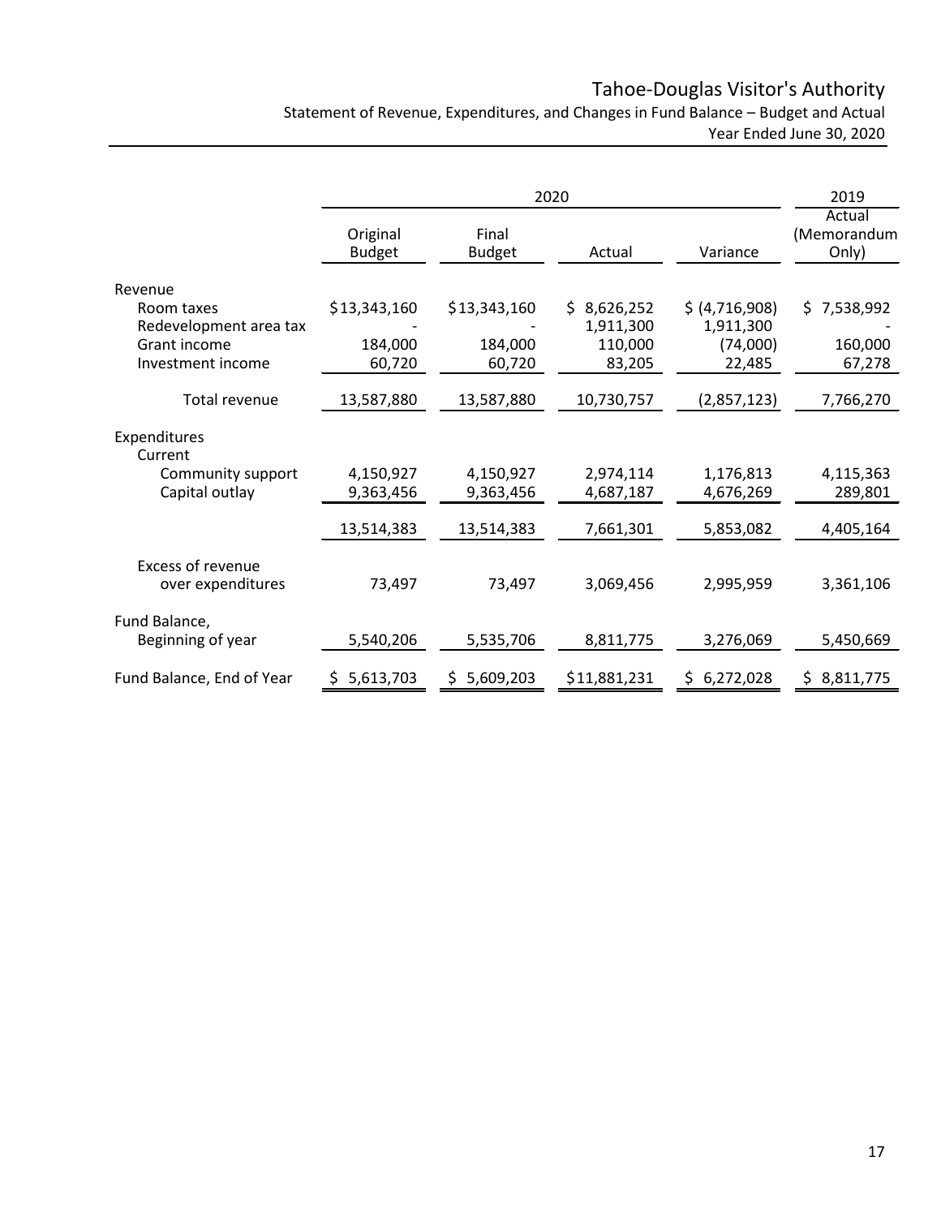# Tahoe-Douglas Visitor's Authority

Statement of Revenue, Expenditures, and Changes in Fund Balance – Budget and Actual
Year Ended June 30, 2020

| | 2020 | | | | 2019 |
|---|---|---|---|---|---|
| | Original Budget | Final Budget | Actual | Variance | Actual (Memorandum Only) |
| **Revenue** | | | | | |
| Room taxes | $13,343,160 | $13,343,160 | $ 8,626,252 | $ (4,716,908) | $ 7,538,992 |
| Redevelopment area tax | - | - | 1,911,300 | 1,911,300 | - |
| Grant income | 184,000 | 184,000 | 110,000 | (74,000) | 160,000 |
| Investment income | 60,720 | 60,720 | 83,205 | 22,485 | 67,278 |
| Total revenue | 13,587,880 | 13,587,880 | 10,730,757 | (2,857,123) | 7,766,270 |
| **Expenditures** | | | | | |
| Current | | | | | |
| Community support | 4,150,927 | 4,150,927 | 2,974,114 | 1,176,813 | 4,115,363 |
| Capital outlay | 9,363,456 | 9,363,456 | 4,687,187 | 4,676,269 | 289,801 |
| | 13,514,383 | 13,514,383 | 7,661,301 | 5,853,082 | 4,405,164 |
| Excess of revenue over expenditures | 73,497 | 73,497 | 3,069,456 | 2,995,959 | 3,361,106 |
| Fund Balance, Beginning of year | 5,540,206 | 5,535,706 | 8,811,775 | 3,276,069 | 5,450,669 |
| Fund Balance, End of Year | $ 5,613,703 | $ 5,609,203 | $11,881,231 | $ 6,272,028 | $ 8,811,775 |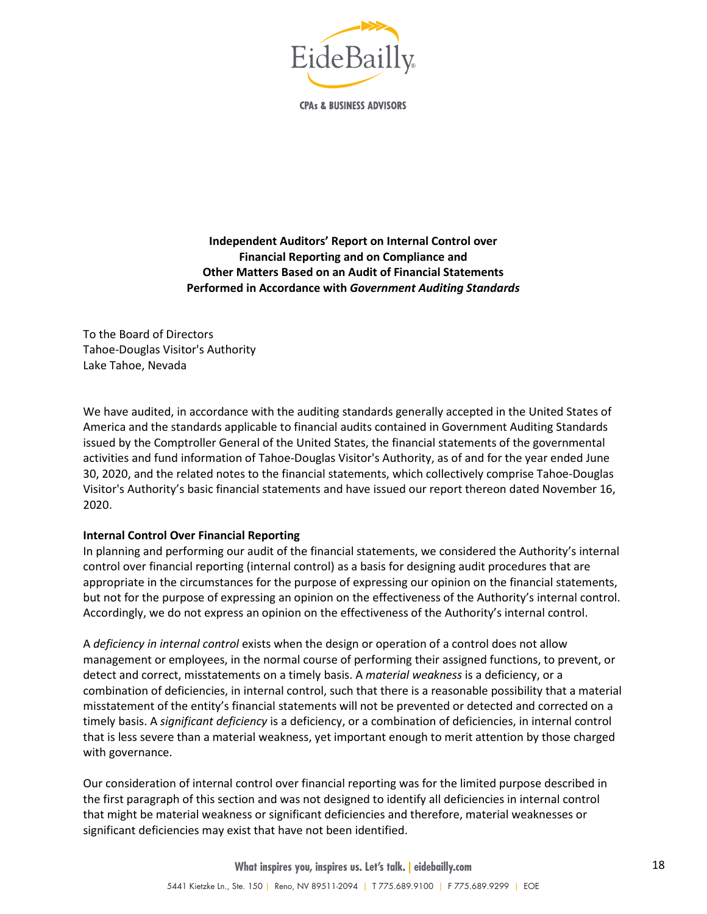**Independent Auditors' Report on Internal Control over Financial Reporting and on Compliance and Other Matters Based on an Audit of Financial Statements Performed in Accordance with *Government Auditing Standards***

To the Board of Directors
Tahoe-Douglas Visitor's Authority
Lake Tahoe, Nevada

We have audited, in accordance with the auditing standards generally accepted in the United States of America and the standards applicable to financial audits contained in Government Auditing Standards issued by the Comptroller General of the United States, the financial statements of the governmental activities and fund information of Tahoe-Douglas Visitor's Authority, as of and for the year ended June 30, 2020, and the related notes to the financial statements, which collectively comprise Tahoe-Douglas Visitor's Authority's basic financial statements and have issued our report thereon dated November 16, 2020.

**Internal Control Over Financial Reporting**

In planning and performing our audit of the financial statements, we considered the Authority's internal control over financial reporting (internal control) as a basis for designing audit procedures that are appropriate in the circumstances for the purpose of expressing our opinion on the financial statements, but not for the purpose of expressing an opinion on the effectiveness of the Authority's internal control. Accordingly, we do not express an opinion on the effectiveness of the Authority's internal control.

A *deficiency in internal control* exists when the design or operation of a control does not allow management or employees, in the normal course of performing their assigned functions, to prevent, or detect and correct, misstatements on a timely basis. A *material weakness* is a deficiency, or a combination of deficiencies, in internal control, such that there is a reasonable possibility that a material misstatement of the entity's financial statements will not be prevented or detected and corrected on a timely basis. A *significant deficiency* is a deficiency, or a combination of deficiencies, in internal control that is less severe than a material weakness, yet important enough to merit attention by those charged with governance.

Our consideration of internal control over financial reporting was for the limited purpose described in the first paragraph of this section and was not designed to identify all deficiencies in internal control that might be material weakness or significant deficiencies and therefore, material weaknesses or significant deficiencies may exist that have not been identified.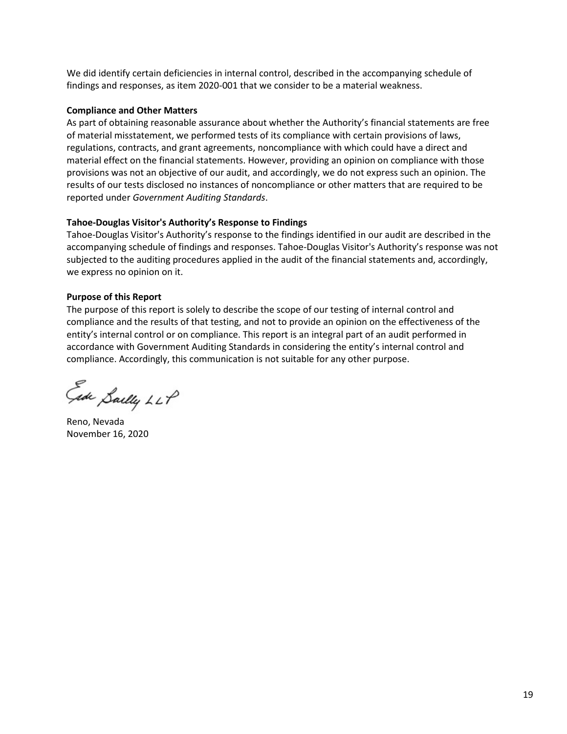We did identify certain deficiencies in internal control, described in the accompanying schedule of findings and responses, as item 2020-001 that we consider to be a material weakness.

**Compliance and Other Matters**

As part of obtaining reasonable assurance about whether the Authority's financial statements are free of material misstatement, we performed tests of its compliance with certain provisions of laws, regulations, contracts, and grant agreements, noncompliance with which could have a direct and material effect on the financial statements. However, providing an opinion on compliance with those provisions was not an objective of our audit, and accordingly, we do not express such an opinion. The results of our tests disclosed no instances of noncompliance or other matters that are required to be reported under *Government Auditing Standards*.

**Tahoe-Douglas Visitor's Authority's Response to Findings**

Tahoe-Douglas Visitor's Authority's response to the findings identified in our audit are described in the accompanying schedule of findings and responses. Tahoe-Douglas Visitor's Authority's response was not subjected to the auditing procedures applied in the audit of the financial statements and, accordingly, we express no opinion on it.

**Purpose of this Report**

The purpose of this report is solely to describe the scope of our testing of internal control and compliance and the results of that testing, and not to provide an opinion on the effectiveness of the entity's internal control or on compliance. This report is an integral part of an audit performed in accordance with Government Auditing Standards in considering the entity's internal control and compliance. Accordingly, this communication is not suitable for any other purpose.

Eide Bailly LLP

Reno, Nevada
November 16, 2020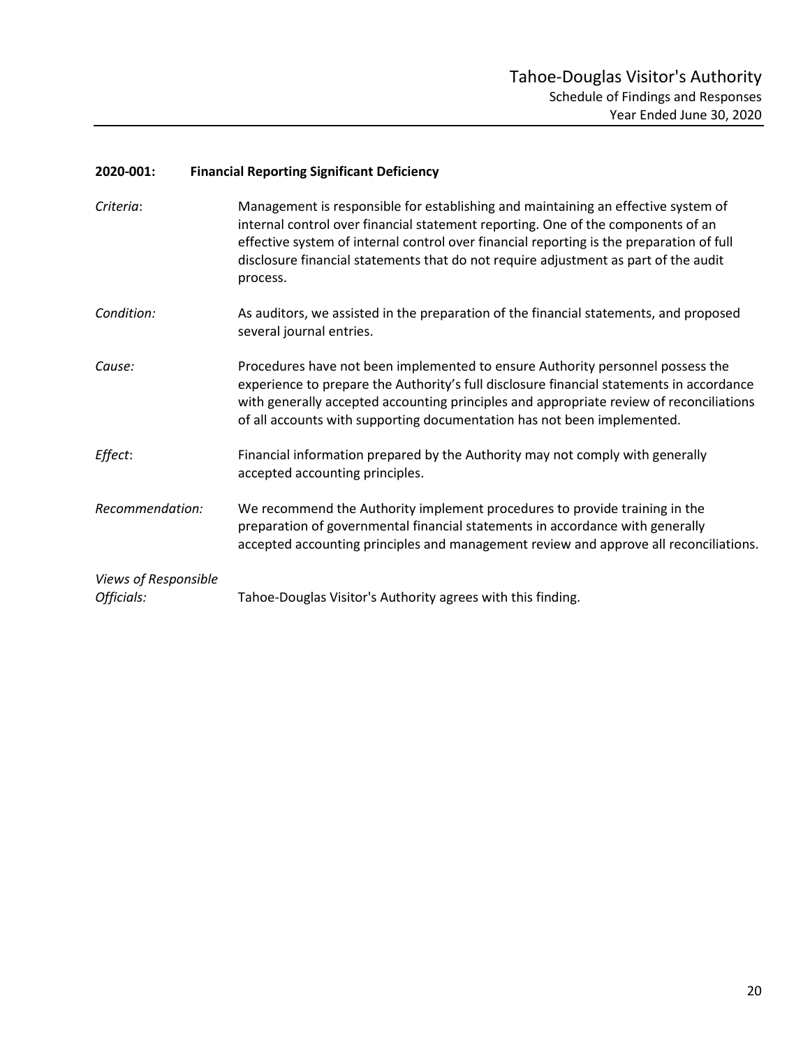Tahoe-Douglas Visitor's Authority
Schedule of Findings and Responses
Year Ended June 30, 2020

**2020-001: Financial Reporting Significant Deficiency**

*Criteria*: Management is responsible for establishing and maintaining an effective system of internal control over financial statement reporting. One of the components of an effective system of internal control over financial reporting is the preparation of full disclosure financial statements that do not require adjustment as part of the audit process.

*Condition:* As auditors, we assisted in the preparation of the financial statements, and proposed several journal entries.

*Cause:* Procedures have not been implemented to ensure Authority personnel possess the experience to prepare the Authority's full disclosure financial statements in accordance with generally accepted accounting principles and appropriate review of reconciliations of all accounts with supporting documentation has not been implemented.

*Effect*: Financial information prepared by the Authority may not comply with generally accepted accounting principles.

*Recommendation:* We recommend the Authority implement procedures to provide training in the preparation of governmental financial statements in accordance with generally accepted accounting principles and management review and approve all reconciliations.

*Views of Responsible Officials:* Tahoe-Douglas Visitor's Authority agrees with this finding.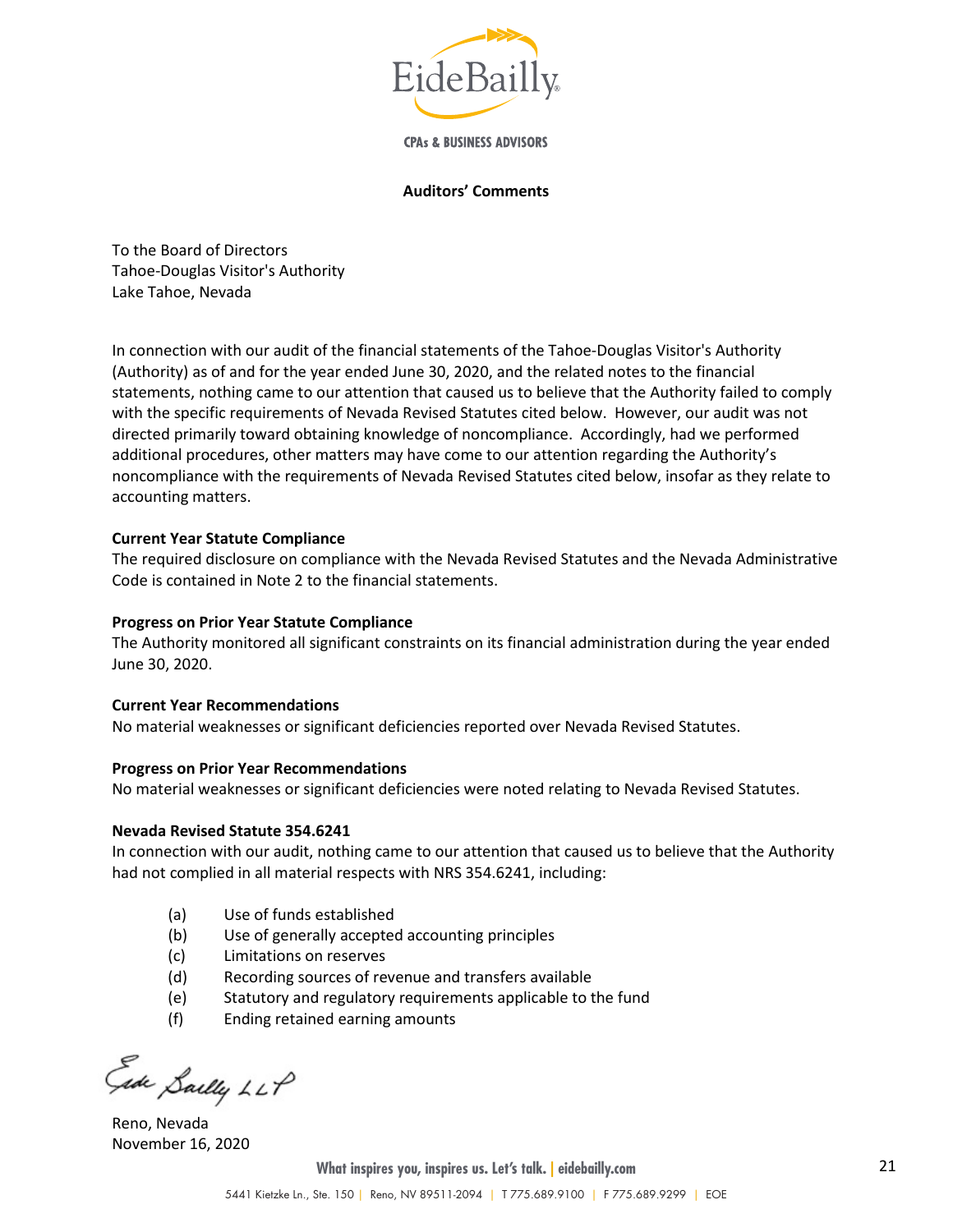EideBailly

CPAs & BUSINESS ADVISORS

## Auditors' Comments

To the Board of Directors
Tahoe-Douglas Visitor's Authority
Lake Tahoe, Nevada

In connection with our audit of the financial statements of the Tahoe-Douglas Visitor's Authority (Authority) as of and for the year ended June 30, 2020, and the related notes to the financial statements, nothing came to our attention that caused us to believe that the Authority failed to comply with the specific requirements of Nevada Revised Statutes cited below. However, our audit was not directed primarily toward obtaining knowledge of noncompliance. Accordingly, had we performed additional procedures, other matters may have come to our attention regarding the Authority's noncompliance with the requirements of Nevada Revised Statutes cited below, insofar as they relate to accounting matters.

**Current Year Statute Compliance**
The required disclosure on compliance with the Nevada Revised Statutes and the Nevada Administrative Code is contained in Note 2 to the financial statements.

**Progress on Prior Year Statute Compliance**
The Authority monitored all significant constraints on its financial administration during the year ended June 30, 2020.

**Current Year Recommendations**
No material weaknesses or significant deficiencies reported over Nevada Revised Statutes.

**Progress on Prior Year Recommendations**
No material weaknesses or significant deficiencies were noted relating to Nevada Revised Statutes.

**Nevada Revised Statute 354.6241**
In connection with our audit, nothing came to our attention that caused us to believe that the Authority had not complied in all material respects with NRS 354.6241, including:

(a) Use of funds established
(b) Use of generally accepted accounting principles
(c) Limitations on reserves
(d) Recording sources of revenue and transfers available
(e) Statutory and regulatory requirements applicable to the fund
(f) Ending retained earning amounts

Eide Bailly LLP

Reno, Nevada
November 16, 2020

What inspires you, inspires us. Let's talk. | eidebailly.com

5441 Kietzke Ln., Ste. 150 | Reno, NV 89511-2094 | T 775.689.9100 | F 775.689.9299 | EOE